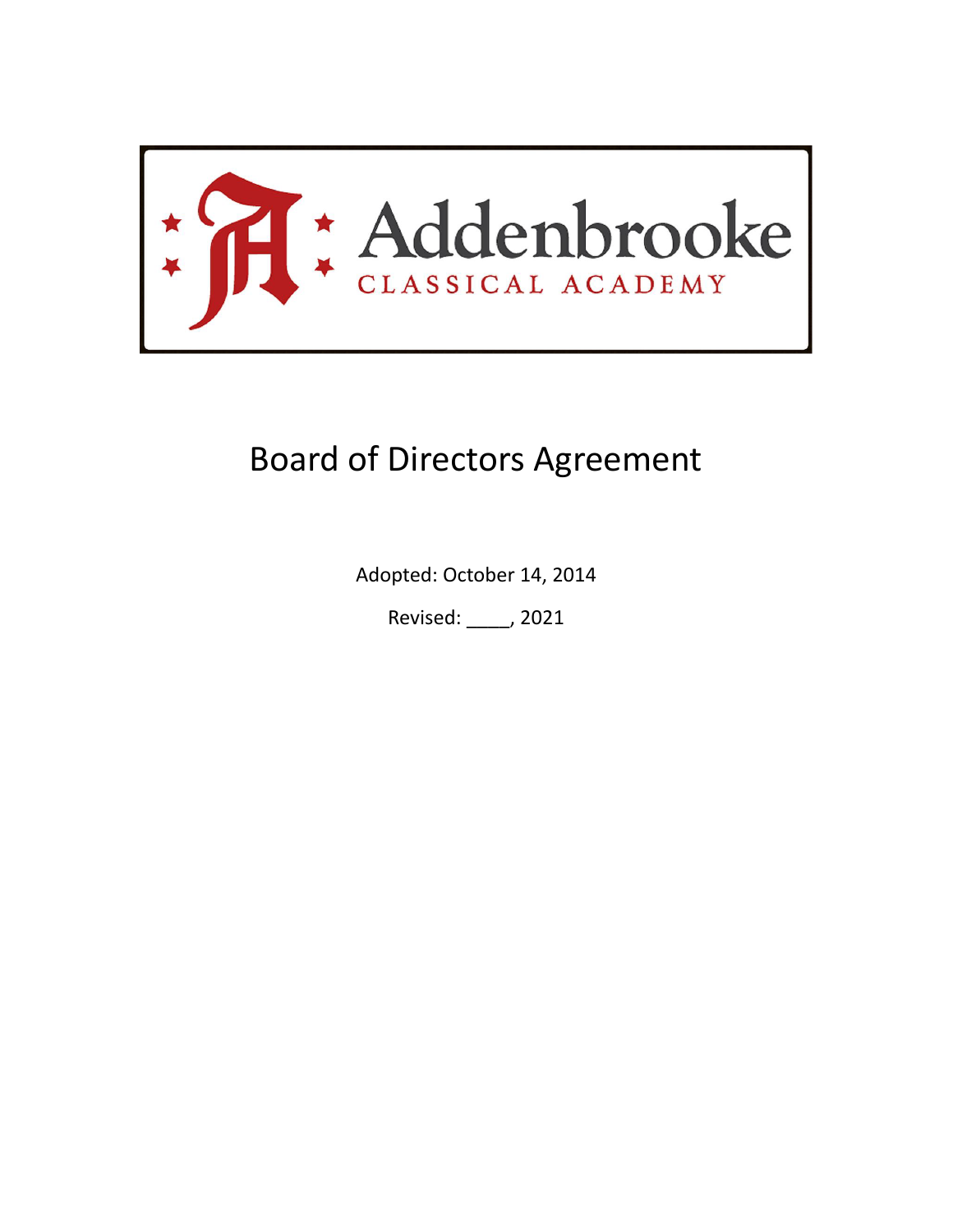Addenbrooke

CLASSICAL ACADEMY

# Board of Directors Agreement

Adopted: October 14, 2014

Revised: ____, 2021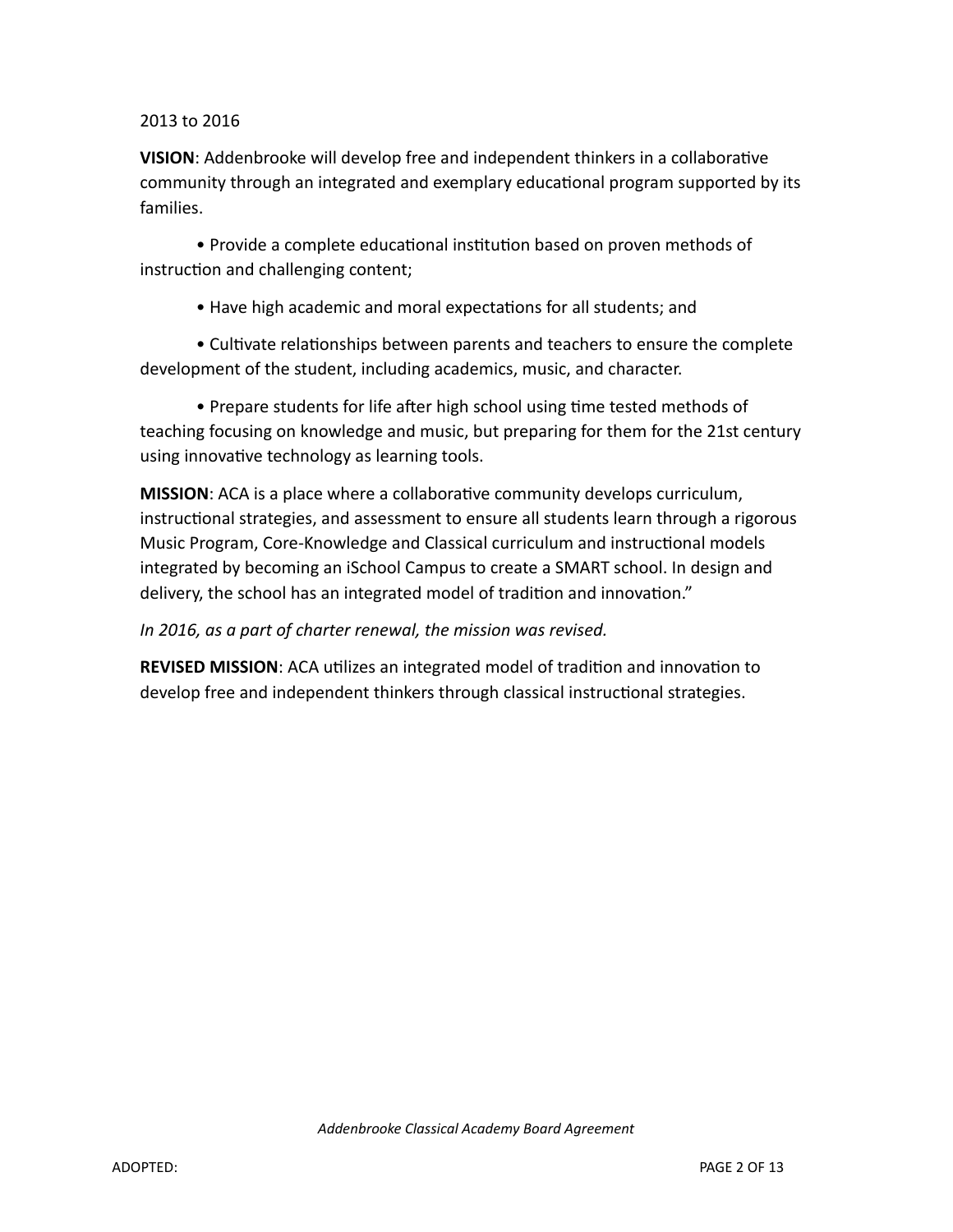2013 to 2016

**VISION**: Addenbrooke will develop free and independent thinkers in a collaborative community through an integrated and exemplary educational program supported by its families.

- Provide a complete educational institution based on proven methods of instruction and challenging content;
- Have high academic and moral expectations for all students; and
- Cultivate relationships between parents and teachers to ensure the complete development of the student, including academics, music, and character.
- Prepare students for life after high school using time tested methods of teaching focusing on knowledge and music, but preparing for them for the 21st century using innovative technology as learning tools.

**MISSION**: ACA is a place where a collaborative community develops curriculum, instructional strategies, and assessment to ensure all students learn through a rigorous Music Program, Core-Knowledge and Classical curriculum and instructional models integrated by becoming an iSchool Campus to create a SMART school. In design and delivery, the school has an integrated model of tradition and innovation."

*In 2016, as a part of charter renewal, the mission was revised.*

**REVISED MISSION**: ACA utilizes an integrated model of tradition and innovation to develop free and independent thinkers through classical instructional strategies.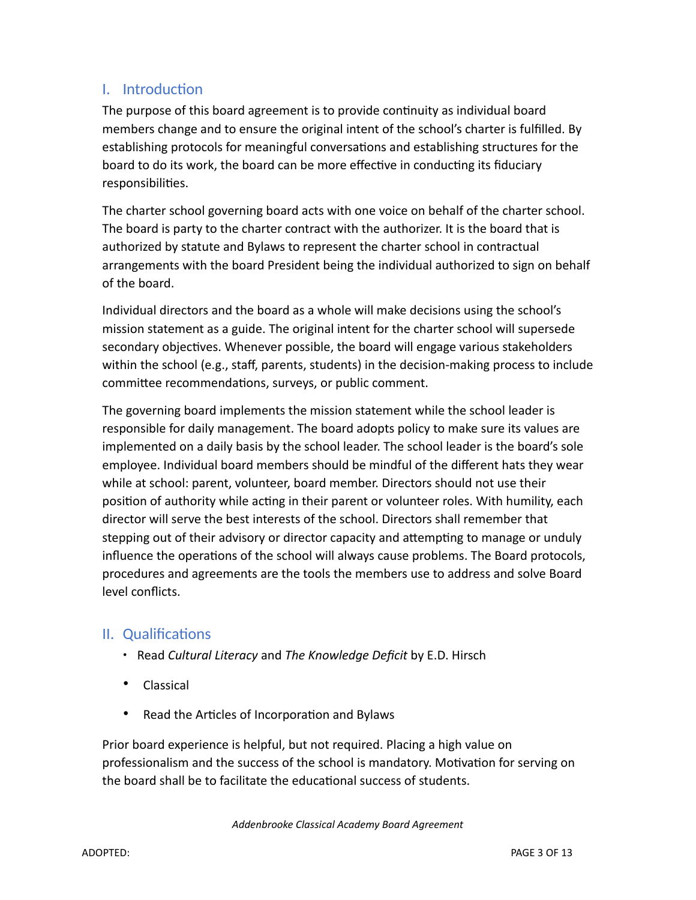## I. Introduction

The purpose of this board agreement is to provide continuity as individual board members change and to ensure the original intent of the school's charter is fulfilled. By establishing protocols for meaningful conversations and establishing structures for the board to do its work, the board can be more effective in conducting its fiduciary responsibilities.

The charter school governing board acts with one voice on behalf of the charter school. The board is party to the charter contract with the authorizer. It is the board that is authorized by statute and Bylaws to represent the charter school in contractual arrangements with the board President being the individual authorized to sign on behalf of the board.

Individual directors and the board as a whole will make decisions using the school's mission statement as a guide. The original intent for the charter school will supersede secondary objectives. Whenever possible, the board will engage various stakeholders within the school (e.g., staff, parents, students) in the decision-making process to include committee recommendations, surveys, or public comment.

The governing board implements the mission statement while the school leader is responsible for daily management. The board adopts policy to make sure its values are implemented on a daily basis by the school leader. The school leader is the board's sole employee. Individual board members should be mindful of the different hats they wear while at school: parent, volunteer, board member. Directors should not use their position of authority while acting in their parent or volunteer roles. With humility, each director will serve the best interests of the school. Directors shall remember that stepping out of their advisory or director capacity and attempting to manage or unduly influence the operations of the school will always cause problems. The Board protocols, procedures and agreements are the tools the members use to address and solve Board level conflicts.

## II. Qualifications

- Read *Cultural Literacy* and *The Knowledge Deficit* by E.D. Hirsch
- Classical
- Read the Articles of Incorporation and Bylaws

Prior board experience is helpful, but not required. Placing a high value on professionalism and the success of the school is mandatory. Motivation for serving on the board shall be to facilitate the educational success of students.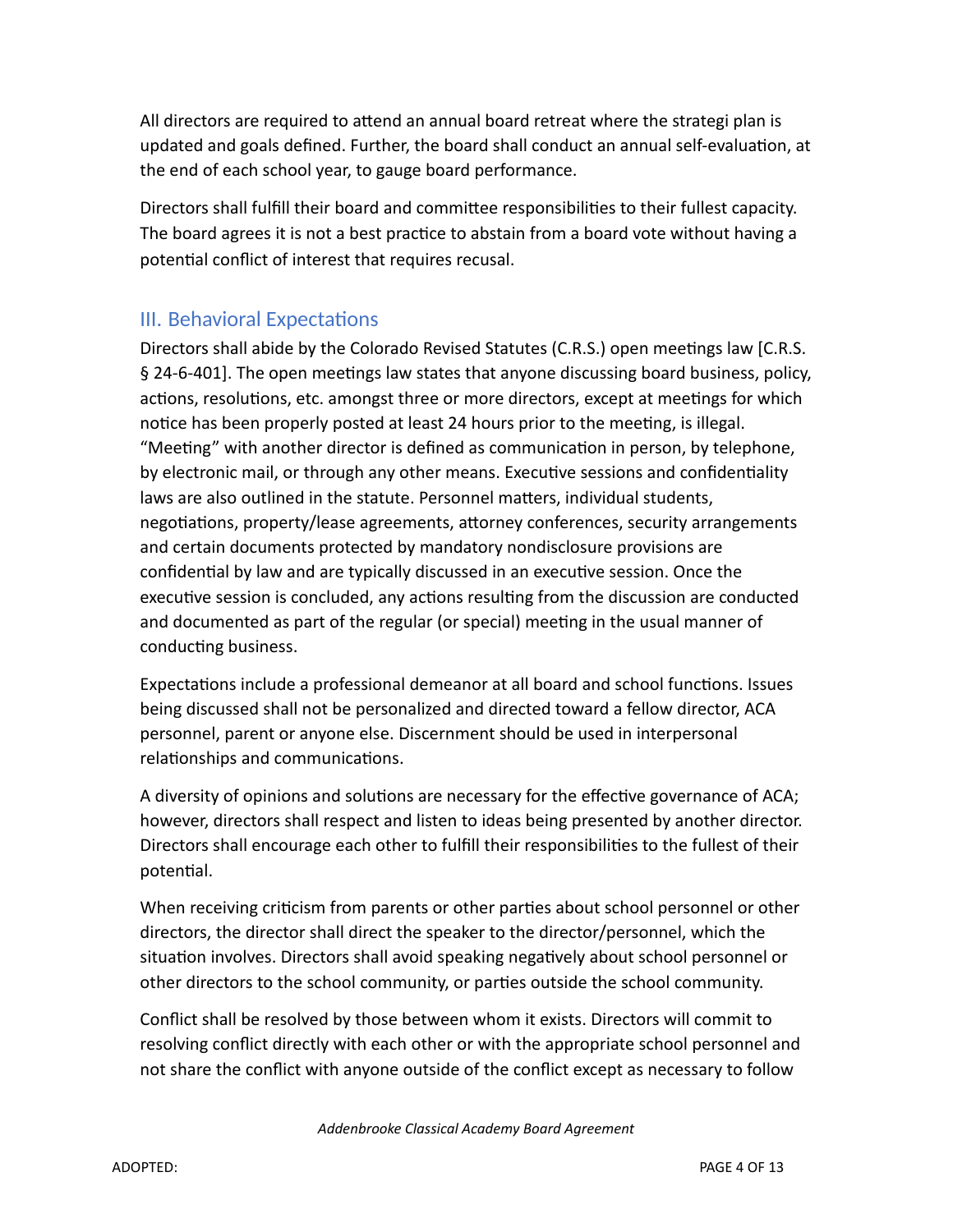All directors are required to attend an annual board retreat where the strategi plan is updated and goals defined. Further, the board shall conduct an annual self-evaluation, at the end of each school year, to gauge board performance.

Directors shall fulfill their board and committee responsibilities to their fullest capacity. The board agrees it is not a best practice to abstain from a board vote without having a potential conflict of interest that requires recusal.

## III. Behavioral Expectations

Directors shall abide by the Colorado Revised Statutes (C.R.S.) open meetings law [C.R.S. § 24-6-401]. The open meetings law states that anyone discussing board business, policy, actions, resolutions, etc. amongst three or more directors, except at meetings for which notice has been properly posted at least 24 hours prior to the meeting, is illegal. "Meeting" with another director is defined as communication in person, by telephone, by electronic mail, or through any other means. Executive sessions and confidentiality laws are also outlined in the statute. Personnel matters, individual students, negotiations, property/lease agreements, attorney conferences, security arrangements and certain documents protected by mandatory nondisclosure provisions are confidential by law and are typically discussed in an executive session. Once the executive session is concluded, any actions resulting from the discussion are conducted and documented as part of the regular (or special) meeting in the usual manner of conducting business.

Expectations include a professional demeanor at all board and school functions. Issues being discussed shall not be personalized and directed toward a fellow director, ACA personnel, parent or anyone else. Discernment should be used in interpersonal relationships and communications.

A diversity of opinions and solutions are necessary for the effective governance of ACA; however, directors shall respect and listen to ideas being presented by another director. Directors shall encourage each other to fulfill their responsibilities to the fullest of their potential.

When receiving criticism from parents or other parties about school personnel or other directors, the director shall direct the speaker to the director/personnel, which the situation involves. Directors shall avoid speaking negatively about school personnel or other directors to the school community, or parties outside the school community.

Conflict shall be resolved by those between whom it exists. Directors will commit to resolving conflict directly with each other or with the appropriate school personnel and not share the conflict with anyone outside of the conflict except as necessary to follow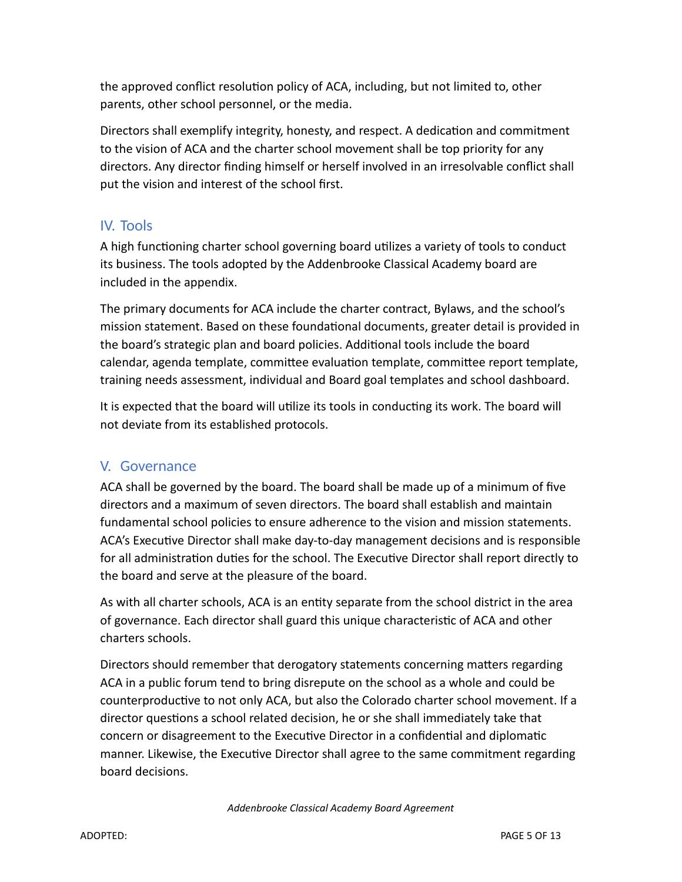the approved conflict resolution policy of ACA, including, but not limited to, other parents, other school personnel, or the media.

Directors shall exemplify integrity, honesty, and respect. A dedication and commitment to the vision of ACA and the charter school movement shall be top priority for any directors. Any director finding himself or herself involved in an irresolvable conflict shall put the vision and interest of the school first.

## IV. Tools

A high functioning charter school governing board utilizes a variety of tools to conduct its business. The tools adopted by the Addenbrooke Classical Academy board are included in the appendix.

The primary documents for ACA include the charter contract, Bylaws, and the school's mission statement. Based on these foundational documents, greater detail is provided in the board's strategic plan and board policies. Additional tools include the board calendar, agenda template, committee evaluation template, committee report template, training needs assessment, individual and Board goal templates and school dashboard.

It is expected that the board will utilize its tools in conducting its work. The board will not deviate from its established protocols.

## V. Governance

ACA shall be governed by the board. The board shall be made up of a minimum of five directors and a maximum of seven directors. The board shall establish and maintain fundamental school policies to ensure adherence to the vision and mission statements. ACA's Executive Director shall make day-to-day management decisions and is responsible for all administration duties for the school. The Executive Director shall report directly to the board and serve at the pleasure of the board.

As with all charter schools, ACA is an entity separate from the school district in the area of governance. Each director shall guard this unique characteristic of ACA and other charters schools.

Directors should remember that derogatory statements concerning matters regarding ACA in a public forum tend to bring disrepute on the school as a whole and could be counterproductive to not only ACA, but also the Colorado charter school movement. If a director questions a school related decision, he or she shall immediately take that concern or disagreement to the Executive Director in a confidential and diplomatic manner. Likewise, the Executive Director shall agree to the same commitment regarding board decisions.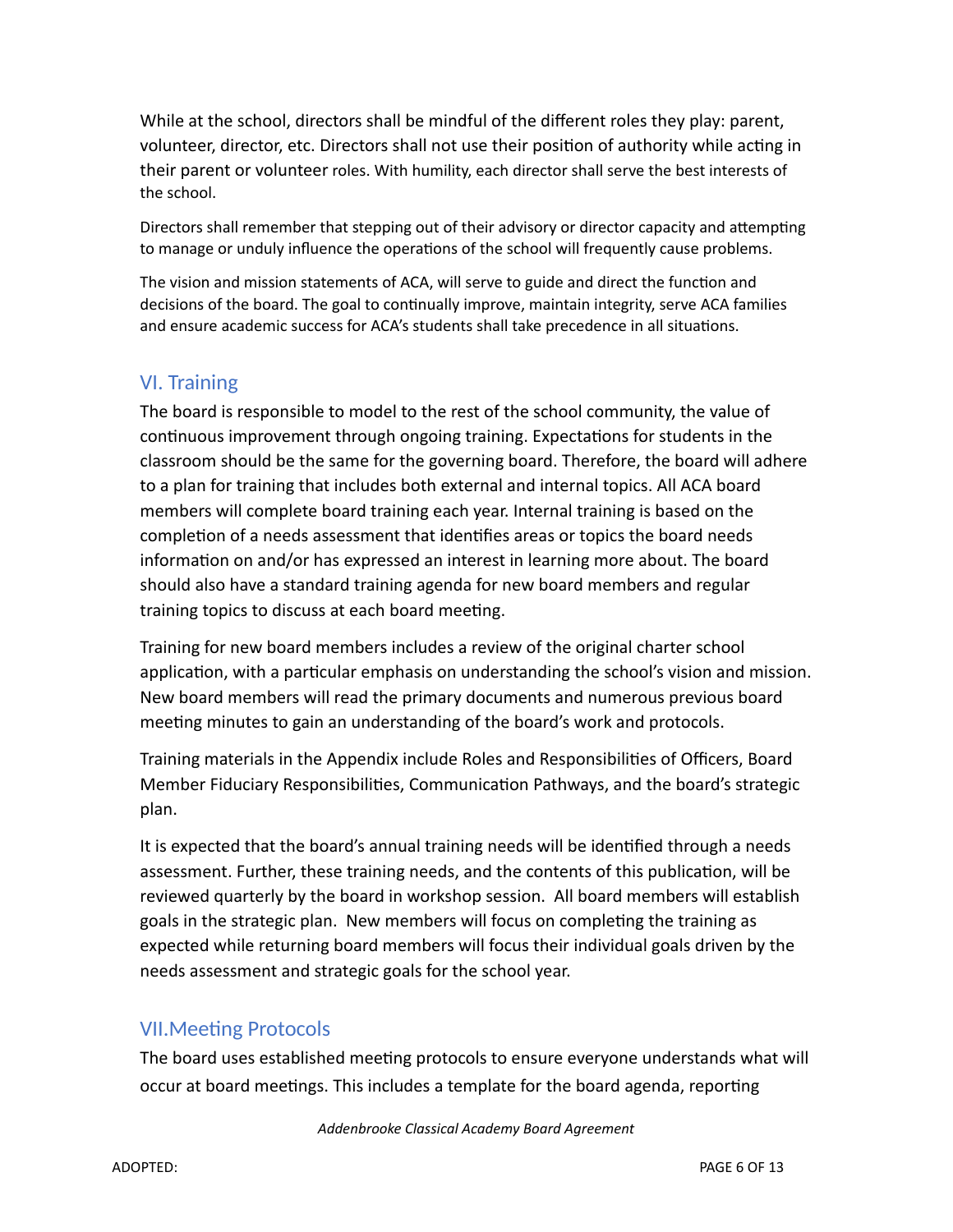While at the school, directors shall be mindful of the different roles they play: parent, volunteer, director, etc. Directors shall not use their position of authority while acting in their parent or volunteer roles. With humility, each director shall serve the best interests of the school.

Directors shall remember that stepping out of their advisory or director capacity and attempting to manage or unduly influence the operations of the school will frequently cause problems.

The vision and mission statements of ACA, will serve to guide and direct the function and decisions of the board. The goal to continually improve, maintain integrity, serve ACA families and ensure academic success for ACA's students shall take precedence in all situations.

## VI. Training

The board is responsible to model to the rest of the school community, the value of continuous improvement through ongoing training. Expectations for students in the classroom should be the same for the governing board. Therefore, the board will adhere to a plan for training that includes both external and internal topics. All ACA board members will complete board training each year. Internal training is based on the completion of a needs assessment that identifies areas or topics the board needs information on and/or has expressed an interest in learning more about. The board should also have a standard training agenda for new board members and regular training topics to discuss at each board meeting.

Training for new board members includes a review of the original charter school application, with a particular emphasis on understanding the school's vision and mission. New board members will read the primary documents and numerous previous board meeting minutes to gain an understanding of the board's work and protocols.

Training materials in the Appendix include Roles and Responsibilities of Officers, Board Member Fiduciary Responsibilities, Communication Pathways, and the board's strategic plan.

It is expected that the board's annual training needs will be identified through a needs assessment. Further, these training needs, and the contents of this publication, will be reviewed quarterly by the board in workshop session. All board members will establish goals in the strategic plan. New members will focus on completing the training as expected while returning board members will focus their individual goals driven by the needs assessment and strategic goals for the school year.

## VII.Meeting Protocols

The board uses established meeting protocols to ensure everyone understands what will occur at board meetings. This includes a template for the board agenda, reporting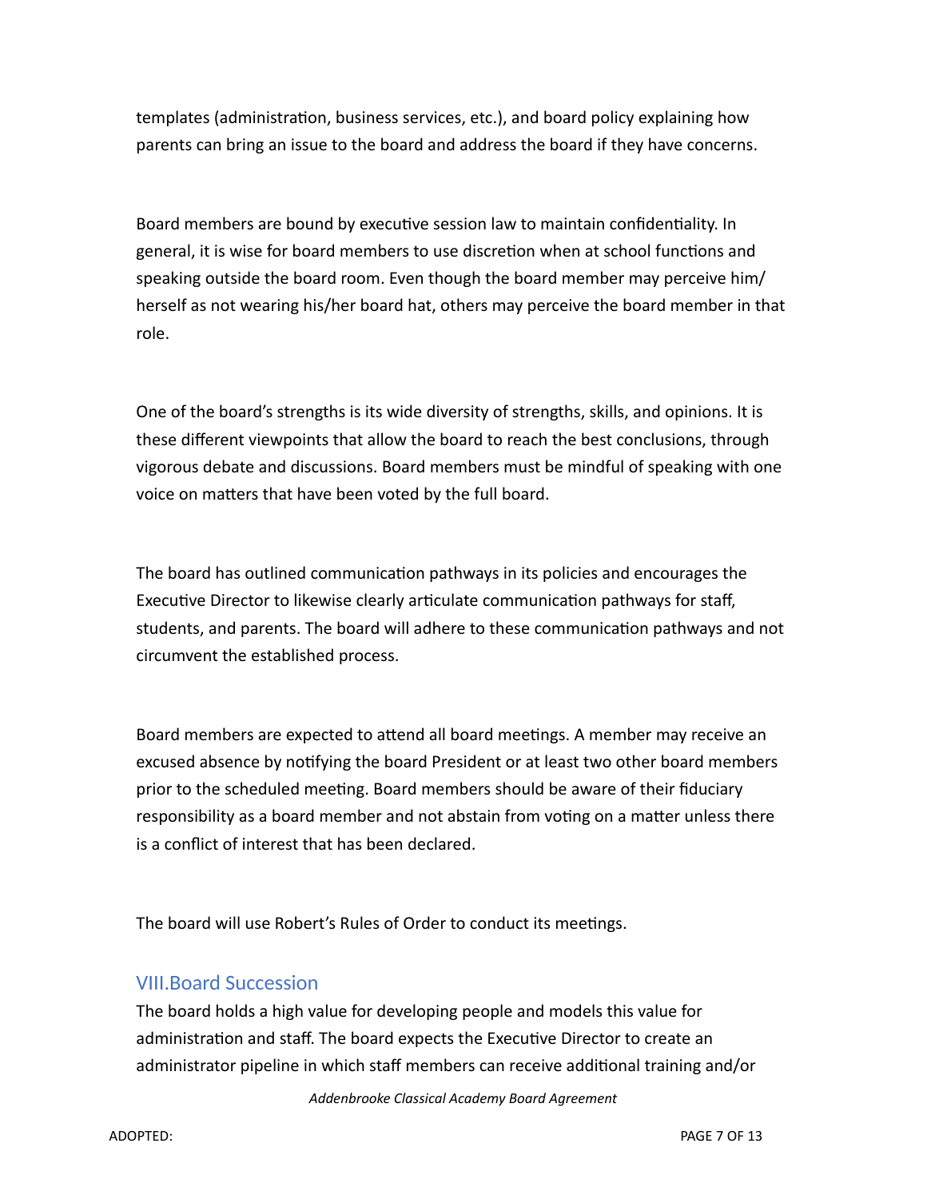templates (administration, business services, etc.), and board policy explaining how parents can bring an issue to the board and address the board if they have concerns.

Board members are bound by executive session law to maintain confidentiality. In general, it is wise for board members to use discretion when at school functions and speaking outside the board room. Even though the board member may perceive him/herself as not wearing his/her board hat, others may perceive the board member in that role.

One of the board's strengths is its wide diversity of strengths, skills, and opinions. It is these different viewpoints that allow the board to reach the best conclusions, through vigorous debate and discussions. Board members must be mindful of speaking with one voice on matters that have been voted by the full board.

The board has outlined communication pathways in its policies and encourages the Executive Director to likewise clearly articulate communication pathways for staff, students, and parents. The board will adhere to these communication pathways and not circumvent the established process.

Board members are expected to attend all board meetings. A member may receive an excused absence by notifying the board President or at least two other board members prior to the scheduled meeting. Board members should be aware of their fiduciary responsibility as a board member and not abstain from voting on a matter unless there is a conflict of interest that has been declared.

The board will use Robert's Rules of Order to conduct its meetings.

## VIII.Board Succession

The board holds a high value for developing people and models this value for administration and staff. The board expects the Executive Director to create an administrator pipeline in which staff members can receive additional training and/or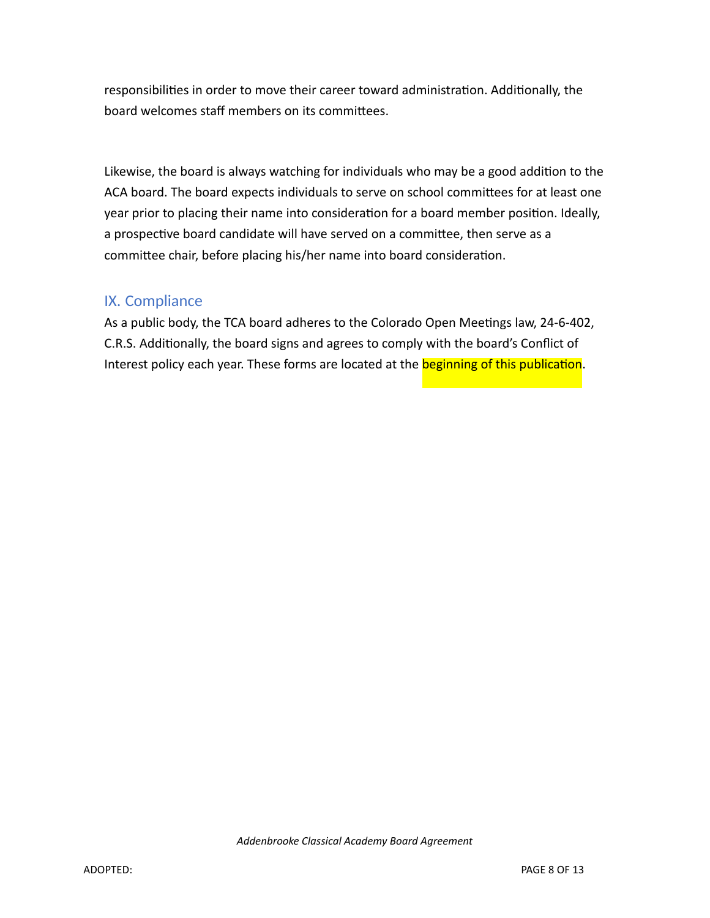responsibilities in order to move their career toward administration. Additionally, the board welcomes staff members on its committees.

Likewise, the board is always watching for individuals who may be a good addition to the ACA board. The board expects individuals to serve on school committees for at least one year prior to placing their name into consideration for a board member position. Ideally, a prospective board candidate will have served on a committee, then serve as a committee chair, before placing his/her name into board consideration.

## IX. Compliance

As a public body, the TCA board adheres to the Colorado Open Meetings law, 24-6-402, C.R.S. Additionally, the board signs and agrees to comply with the board's Conflict of Interest policy each year. These forms are located at the beginning of this publication.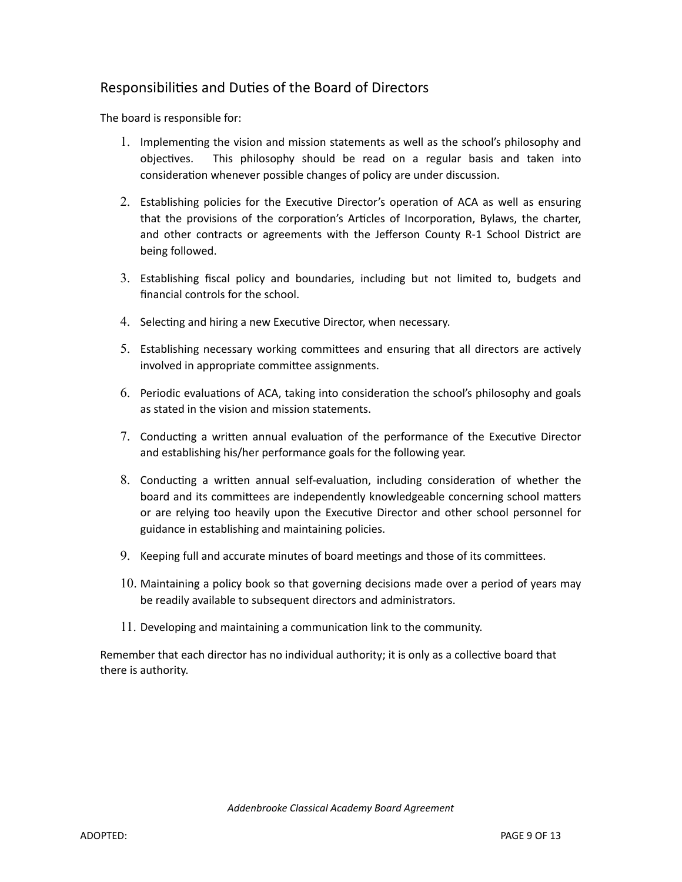## Responsibilities and Duties of the Board of Directors

The board is responsible for:

1. Implementing the vision and mission statements as well as the school's philosophy and objectives. This philosophy should be read on a regular basis and taken into consideration whenever possible changes of policy are under discussion.

2. Establishing policies for the Executive Director's operation of ACA as well as ensuring that the provisions of the corporation's Articles of Incorporation, Bylaws, the charter, and other contracts or agreements with the Jefferson County R-1 School District are being followed.

3. Establishing fiscal policy and boundaries, including but not limited to, budgets and financial controls for the school.

4. Selecting and hiring a new Executive Director, when necessary.

5. Establishing necessary working committees and ensuring that all directors are actively involved in appropriate committee assignments.

6. Periodic evaluations of ACA, taking into consideration the school's philosophy and goals as stated in the vision and mission statements.

7. Conducting a written annual evaluation of the performance of the Executive Director and establishing his/her performance goals for the following year.

8. Conducting a written annual self-evaluation, including consideration of whether the board and its committees are independently knowledgeable concerning school matters or are relying too heavily upon the Executive Director and other school personnel for guidance in establishing and maintaining policies.

9. Keeping full and accurate minutes of board meetings and those of its committees.

10. Maintaining a policy book so that governing decisions made over a period of years may be readily available to subsequent directors and administrators.

11. Developing and maintaining a communication link to the community.

Remember that each director has no individual authority; it is only as a collective board that there is authority.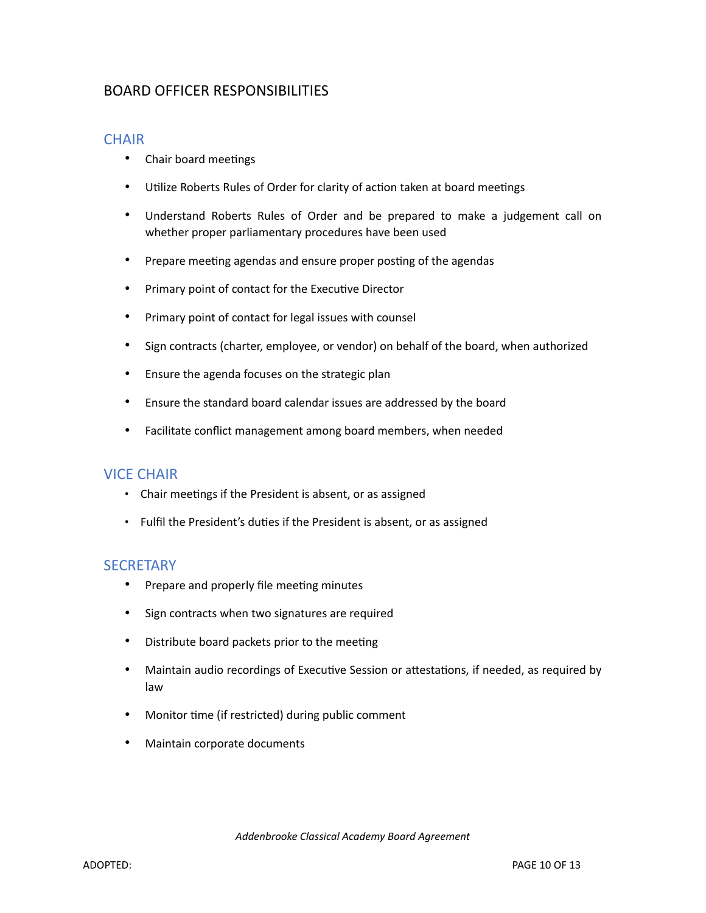# BOARD OFFICER RESPONSIBILITIES

## CHAIR

- Chair board meetings
- Utilize Roberts Rules of Order for clarity of action taken at board meetings
- Understand Roberts Rules of Order and be prepared to make a judgement call on whether proper parliamentary procedures have been used
- Prepare meeting agendas and ensure proper posting of the agendas
- Primary point of contact for the Executive Director
- Primary point of contact for legal issues with counsel
- Sign contracts (charter, employee, or vendor) on behalf of the board, when authorized
- Ensure the agenda focuses on the strategic plan
- Ensure the standard board calendar issues are addressed by the board
- Facilitate conflict management among board members, when needed

## VICE CHAIR

- Chair meetings if the President is absent, or as assigned
- Fulfil the President's duties if the President is absent, or as assigned

## SECRETARY

- Prepare and properly file meeting minutes
- Sign contracts when two signatures are required
- Distribute board packets prior to the meeting
- Maintain audio recordings of Executive Session or attestations, if needed, as required by law
- Monitor time (if restricted) during public comment
- Maintain corporate documents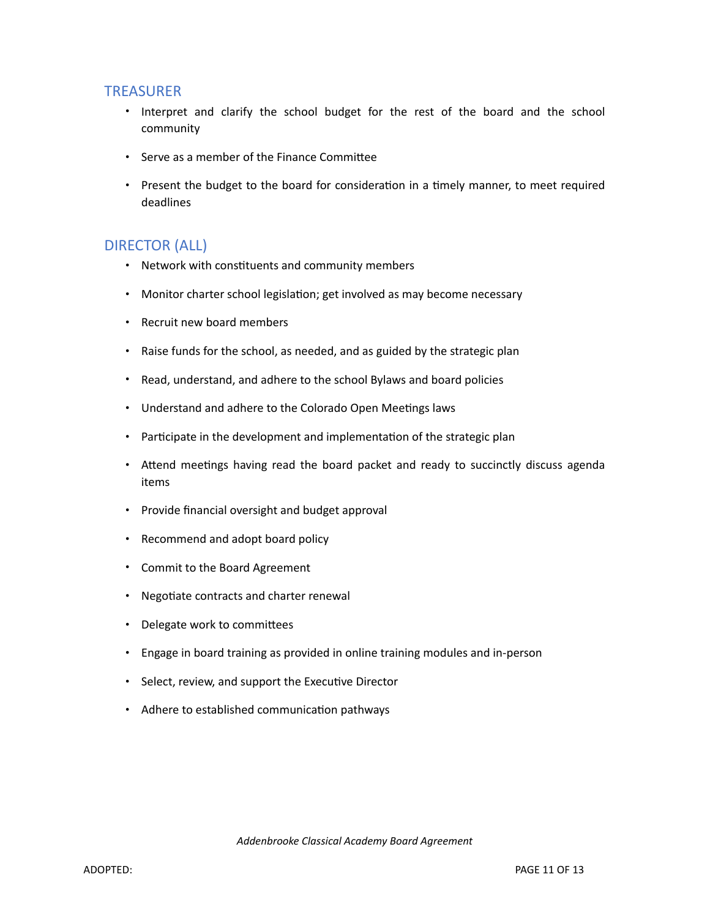## TREASURER

- Interpret and clarify the school budget for the rest of the board and the school community
- Serve as a member of the Finance Committee
- Present the budget to the board for consideration in a timely manner, to meet required deadlines

## DIRECTOR (ALL)

- Network with constituents and community members
- Monitor charter school legislation; get involved as may become necessary
- Recruit new board members
- Raise funds for the school, as needed, and as guided by the strategic plan
- Read, understand, and adhere to the school Bylaws and board policies
- Understand and adhere to the Colorado Open Meetings laws
- Participate in the development and implementation of the strategic plan
- Attend meetings having read the board packet and ready to succinctly discuss agenda items
- Provide financial oversight and budget approval
- Recommend and adopt board policy
- Commit to the Board Agreement
- Negotiate contracts and charter renewal
- Delegate work to committees
- Engage in board training as provided in online training modules and in-person
- Select, review, and support the Executive Director
- Adhere to established communication pathways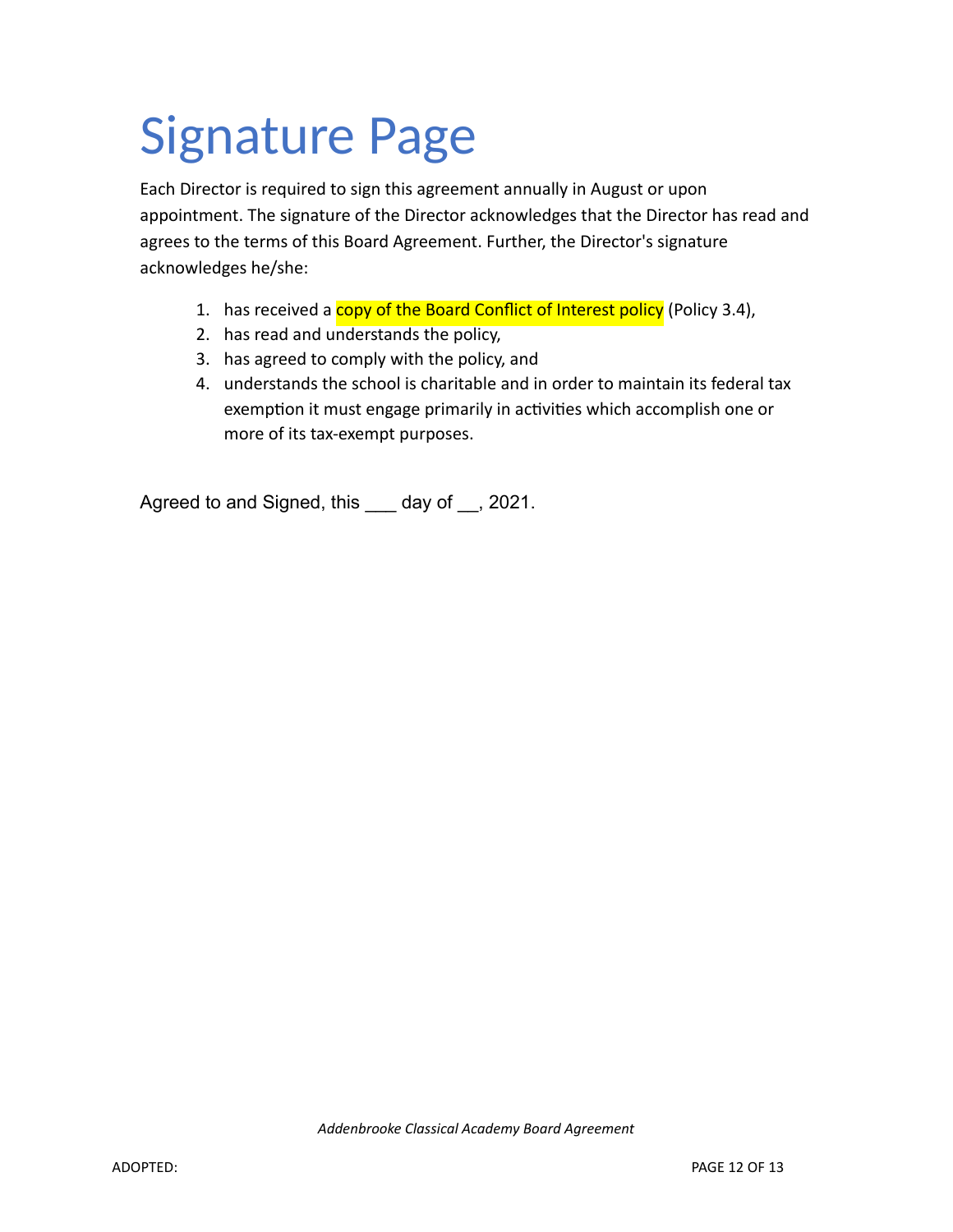# Signature Page

Each Director is required to sign this agreement annually in August or upon appointment. The signature of the Director acknowledges that the Director has read and agrees to the terms of this Board Agreement. Further, the Director's signature acknowledges he/she:

1. has received a copy of the Board Conflict of Interest policy (Policy 3.4),
2. has read and understands the policy,
3. has agreed to comply with the policy, and
4. understands the school is charitable and in order to maintain its federal tax exemption it must engage primarily in activities which accomplish one or more of its tax-exempt purposes.

Agreed to and Signed, this ___ day of __, 2021.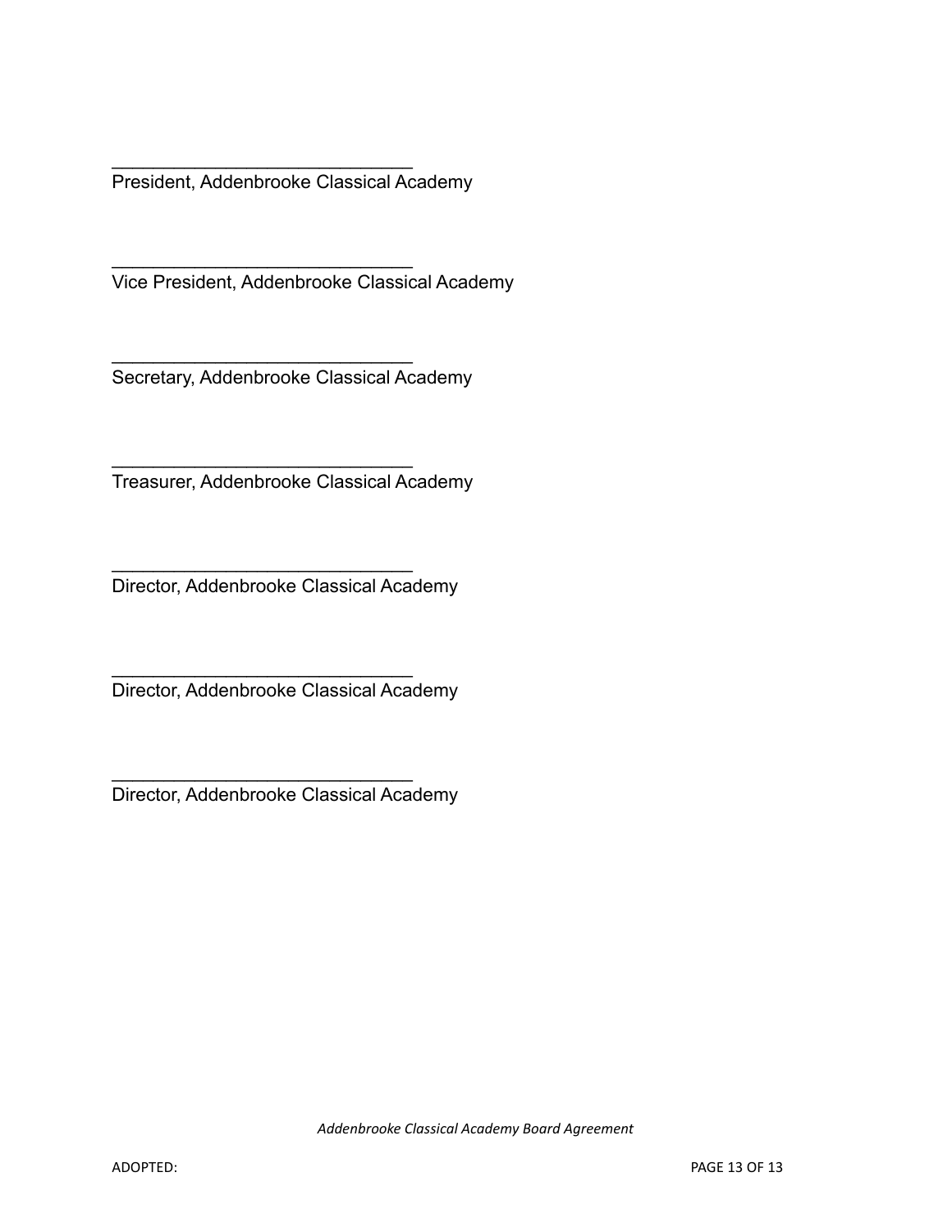\_\_\_\_\_\_\_\_\_\_\_\_\_\_\_\_\_\_\_\_\_\_\_\_\_\_\_\_\_\_
President, Addenbrooke Classical Academy

\_\_\_\_\_\_\_\_\_\_\_\_\_\_\_\_\_\_\_\_\_\_\_\_\_\_\_\_\_\_
Vice President, Addenbrooke Classical Academy

\_\_\_\_\_\_\_\_\_\_\_\_\_\_\_\_\_\_\_\_\_\_\_\_\_\_\_\_\_\_
Secretary, Addenbrooke Classical Academy

\_\_\_\_\_\_\_\_\_\_\_\_\_\_\_\_\_\_\_\_\_\_\_\_\_\_\_\_\_\_
Treasurer, Addenbrooke Classical Academy

\_\_\_\_\_\_\_\_\_\_\_\_\_\_\_\_\_\_\_\_\_\_\_\_\_\_\_\_\_\_
Director, Addenbrooke Classical Academy

\_\_\_\_\_\_\_\_\_\_\_\_\_\_\_\_\_\_\_\_\_\_\_\_\_\_\_\_\_\_
Director, Addenbrooke Classical Academy

\_\_\_\_\_\_\_\_\_\_\_\_\_\_\_\_\_\_\_\_\_\_\_\_\_\_\_\_\_\_
Director, Addenbrooke Classical Academy